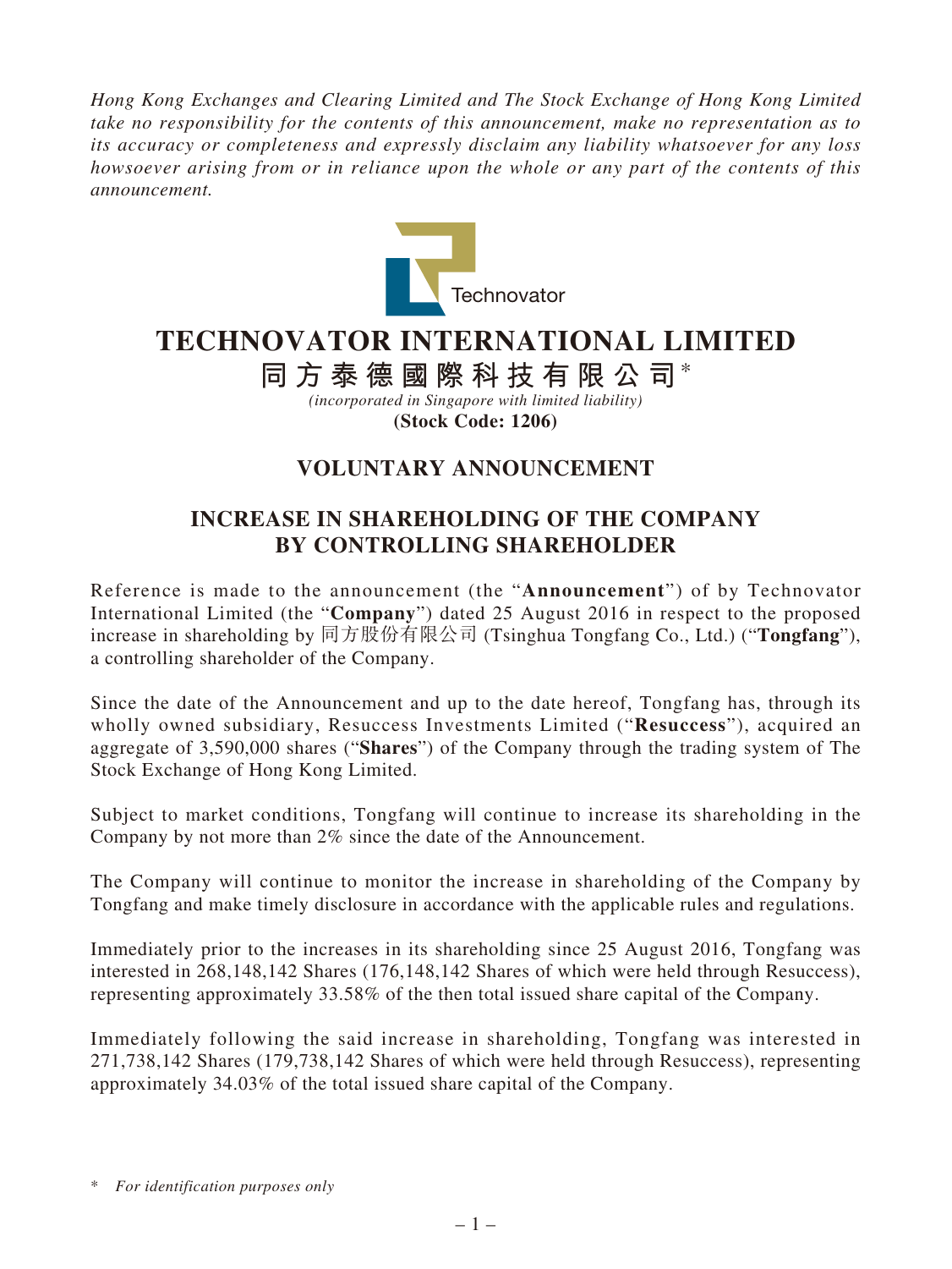*Hong Kong Exchanges and Clearing Limited and The Stock Exchange of Hong Kong Limited take no responsibility for the contents of this announcement, make no representation as to its accuracy or completeness and expressly disclaim any liability whatsoever for any loss howsoever arising from or in reliance upon the whole or any part of the contents of this announcement.*

Technovator

# TECHNOVATOR INTERNATIONAL LIMITED

**同方泰德國際科技有限公司***

*(incorporated in Singapore with limited liability)*

**(Stock Code: 1206)**

## VOLUNTARY ANNOUNCEMENT

## INCREASE IN SHAREHOLDING OF THE COMPANY BY CONTROLLING SHAREHOLDER

Reference is made to the announcement (the "**Announcement**") of by Technovator International Limited (the "**Company**") dated 25 August 2016 in respect to the proposed increase in shareholding by 同方股份有限公司 (Tsinghua Tongfang Co., Ltd.) ("**Tongfang**"), a controlling shareholder of the Company.

Since the date of the Announcement and up to the date hereof, Tongfang has, through its wholly owned subsidiary, Resuccess Investments Limited ("**Resuccess**"), acquired an aggregate of 3,590,000 shares ("**Shares**") of the Company through the trading system of The Stock Exchange of Hong Kong Limited.

Subject to market conditions, Tongfang will continue to increase its shareholding in the Company by not more than 2% since the date of the Announcement.

The Company will continue to monitor the increase in shareholding of the Company by Tongfang and make timely disclosure in accordance with the applicable rules and regulations.

Immediately prior to the increases in its shareholding since 25 August 2016, Tongfang was interested in 268,148,142 Shares (176,148,142 Shares of which were held through Resuccess), representing approximately 33.58% of the then total issued share capital of the Company.

Immediately following the said increase in shareholding, Tongfang was interested in 271,738,142 Shares (179,738,142 Shares of which were held through Resuccess), representing approximately 34.03% of the total issued share capital of the Company.

\* *For identification purposes only*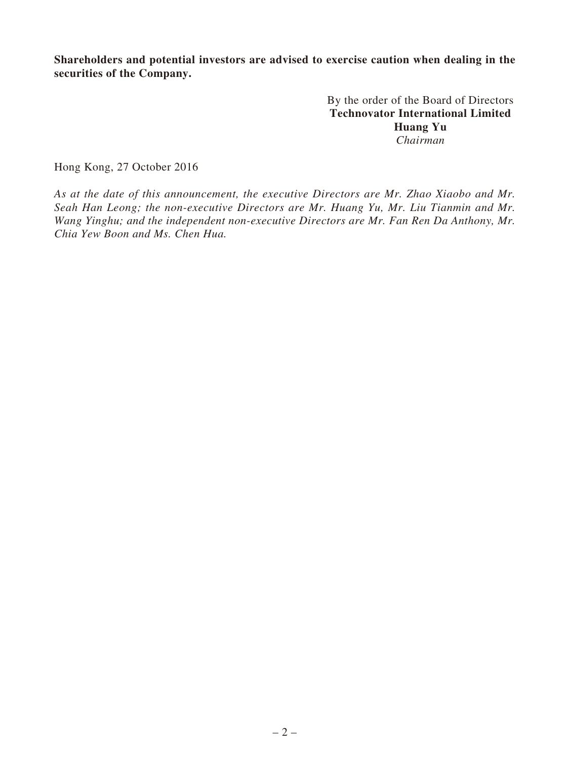**Shareholders and potential investors are advised to exercise caution when dealing in the securities of the Company.**

By the order of the Board of Directors
**Technovator International Limited**
**Huang Yu**
*Chairman*

Hong Kong, 27 October 2016

*As at the date of this announcement, the executive Directors are Mr. Zhao Xiaobo and Mr. Seah Han Leong; the non-executive Directors are Mr. Huang Yu, Mr. Liu Tianmin and Mr. Wang Yinghu; and the independent non-executive Directors are Mr. Fan Ren Da Anthony, Mr. Chia Yew Boon and Ms. Chen Hua.*